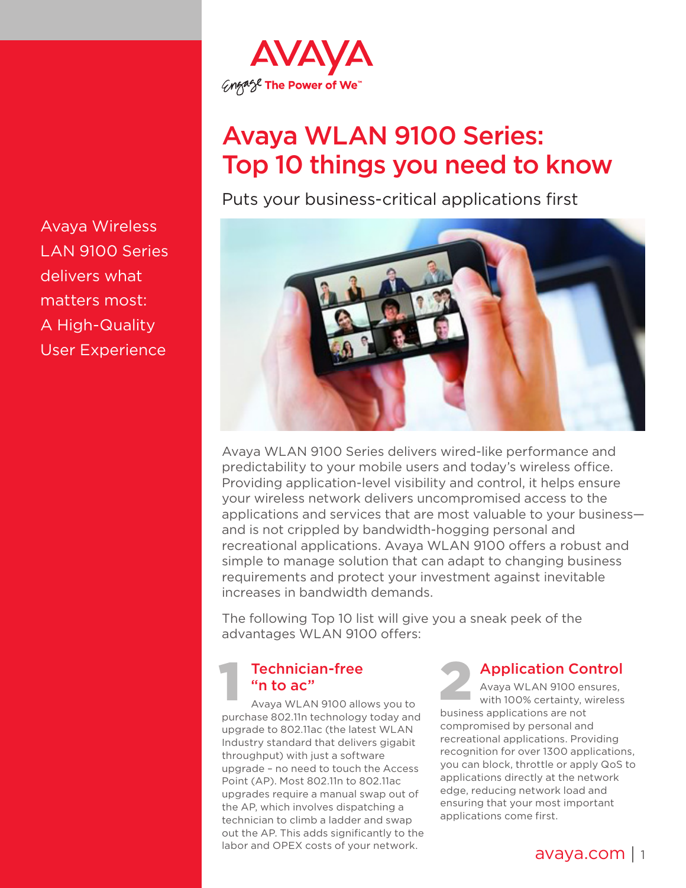AVAYA

Engage The Power of We™

# Avaya WLAN 9100 Series: Top 10 things you need to know

Puts your business-critical applications first

Avaya Wireless LAN 9100 Series delivers what matters most: A High-Quality User Experience

Avaya WLAN 9100 Series delivers wired-like performance and predictability to your mobile users and today's wireless office. Providing application-level visibility and control, it helps ensure your wireless network delivers uncompromised access to the applications and services that are most valuable to your business—and is not crippled by bandwidth-hogging personal and recreational applications. Avaya WLAN 9100 offers a robust and simple to manage solution that can adapt to changing business requirements and protect your investment against inevitable increases in bandwidth demands.

The following Top 10 list will give you a sneak peek of the advantages WLAN 9100 offers:

## 1 Technician-free "n to ac"

Avaya WLAN 9100 allows you to purchase 802.11n technology today and upgrade to 802.11ac (the latest WLAN Industry standard that delivers gigabit throughput) with just a software upgrade – no need to touch the Access Point (AP). Most 802.11n to 802.11ac upgrades require a manual swap out of the AP, which involves dispatching a technician to climb a ladder and swap out the AP. This adds significantly to the labor and OPEX costs of your network.

## 2 Application Control

Avaya WLAN 9100 ensures, with 100% certainty, wireless business applications are not compromised by personal and recreational applications. Providing recognition for over 1300 applications, you can block, throttle or apply QoS to applications directly at the network edge, reducing network load and ensuring that your most important applications come first.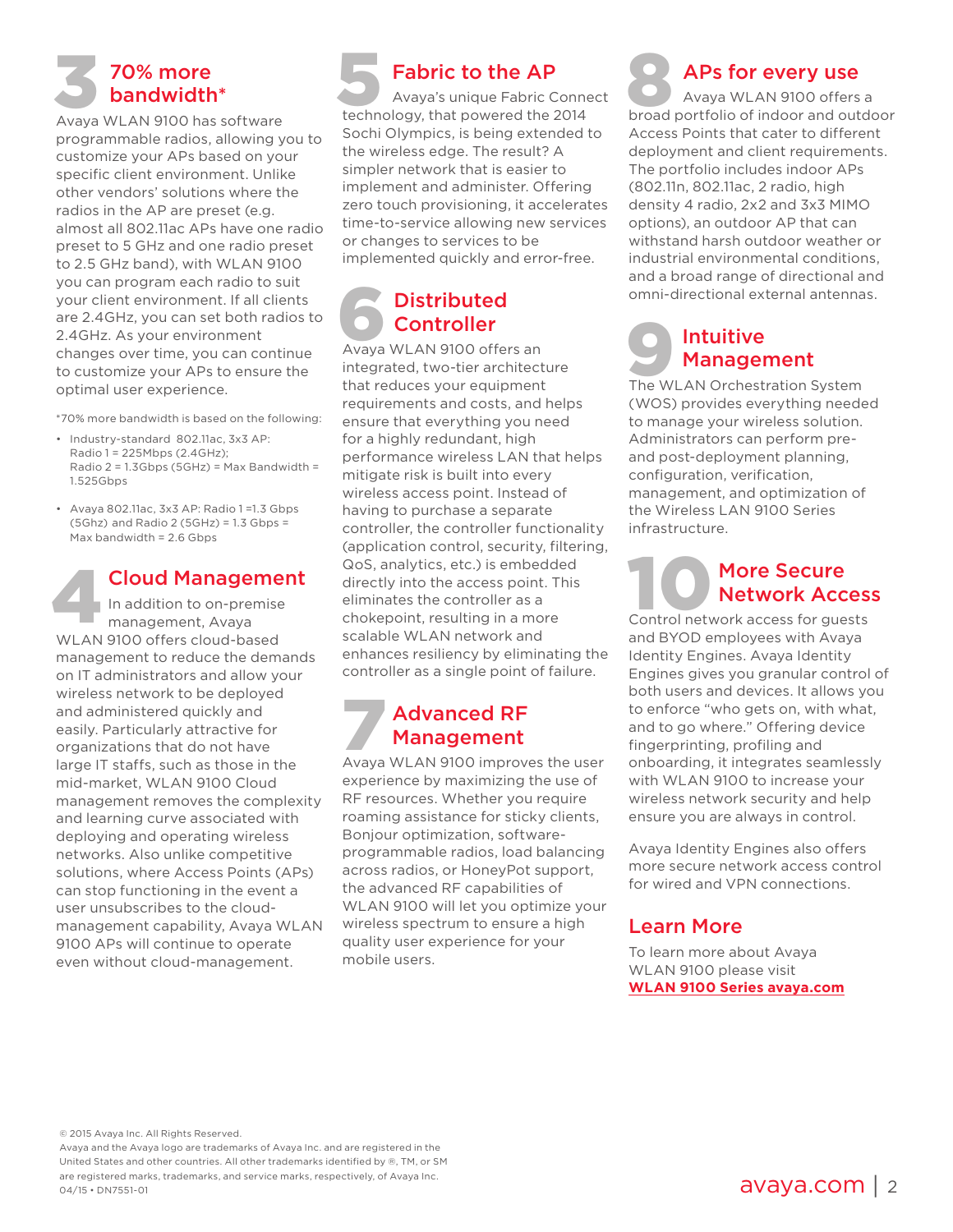## 3 70% more bandwidth*

Avaya WLAN 9100 has software programmable radios, allowing you to customize your APs based on your specific client environment. Unlike other vendors' solutions where the radios in the AP are preset (e.g. almost all 802.11ac APs have one radio preset to 5 GHz and one radio preset to 2.5 GHz band), with WLAN 9100 you can program each radio to suit your client environment. If all clients are 2.4GHz, you can set both radios to 2.4GHz. As your environment changes over time, you can continue to customize your APs to ensure the optimal user experience.

*70% more bandwidth is based on the following:

- Industry-standard 802.11ac, 3x3 AP: Radio 1 = 225Mbps (2.4GHz); Radio 2 = 1.3Gbps (5GHz) = Max Bandwidth = 1.525Gbps
- Avaya 802.11ac, 3x3 AP: Radio 1 =1.3 Gbps (5Ghz) and Radio 2 (5GHz) = 1.3 Gbps = Max bandwidth = 2.6 Gbps

## 4 Cloud Management

In addition to on-premise management, Avaya WLAN 9100 offers cloud-based management to reduce the demands on IT administrators and allow your wireless network to be deployed and administered quickly and easily. Particularly attractive for organizations that do not have large IT staffs, such as those in the mid-market, WLAN 9100 Cloud management removes the complexity and learning curve associated with deploying and operating wireless networks. Also unlike competitive solutions, where Access Points (APs) can stop functioning in the event a user unsubscribes to the cloud-management capability, Avaya WLAN 9100 APs will continue to operate even without cloud-management.

## 5 Fabric to the AP

Avaya's unique Fabric Connect technology, that powered the 2014 Sochi Olympics, is being extended to the wireless edge. The result? A simpler network that is easier to implement and administer. Offering zero touch provisioning, it accelerates time-to-service allowing new services or changes to services to be implemented quickly and error-free.

## 6 Distributed Controller

Avaya WLAN 9100 offers an integrated, two-tier architecture that reduces your equipment requirements and costs, and helps ensure that everything you need for a highly redundant, high performance wireless LAN that helps mitigate risk is built into every wireless access point. Instead of having to purchase a separate controller, the controller functionality (application control, security, filtering, QoS, analytics, etc.) is embedded directly into the access point. This eliminates the controller as a chokepoint, resulting in a more scalable WLAN network and enhances resiliency by eliminating the controller as a single point of failure.

## 7 Advanced RF Management

Avaya WLAN 9100 improves the user experience by maximizing the use of RF resources. Whether you require roaming assistance for sticky clients, Bonjour optimization, software-programmable radios, load balancing across radios, or HoneyPot support, the advanced RF capabilities of WLAN 9100 will let you optimize your wireless spectrum to ensure a high quality user experience for your mobile users.

## 8 APs for every use

Avaya WLAN 9100 offers a broad portfolio of indoor and outdoor Access Points that cater to different deployment and client requirements. The portfolio includes indoor APs (802.11n, 802.11ac, 2 radio, high density 4 radio, 2x2 and 3x3 MIMO options), an outdoor AP that can withstand harsh outdoor weather or industrial environmental conditions, and a broad range of directional and omni-directional external antennas.

## 9 Intuitive Management

The WLAN Orchestration System (WOS) provides everything needed to manage your wireless solution. Administrators can perform pre- and post-deployment planning, configuration, verification, management, and optimization of the Wireless LAN 9100 Series infrastructure.

## 10 More Secure Network Access

Control network access for guests and BYOD employees with Avaya Identity Engines. Avaya Identity Engines gives you granular control of both users and devices. It allows you to enforce "who gets on, with what, and to go where." Offering device fingerprinting, profiling and onboarding, it integrates seamlessly with WLAN 9100 to increase your wireless network security and help ensure you are always in control.

Avaya Identity Engines also offers more secure network access control for wired and VPN connections.

## Learn More

To learn more about Avaya WLAN 9100 please visit **WLAN 9100 Series avaya.com**

© 2015 Avaya Inc. All Rights Reserved.
Avaya and the Avaya logo are trademarks of Avaya Inc. and are registered in the United States and other countries. All other trademarks identified by ®, TM, or SM are registered marks, trademarks, and service marks, respectively, of Avaya Inc.
04/15 • DN7551-01

avaya.com